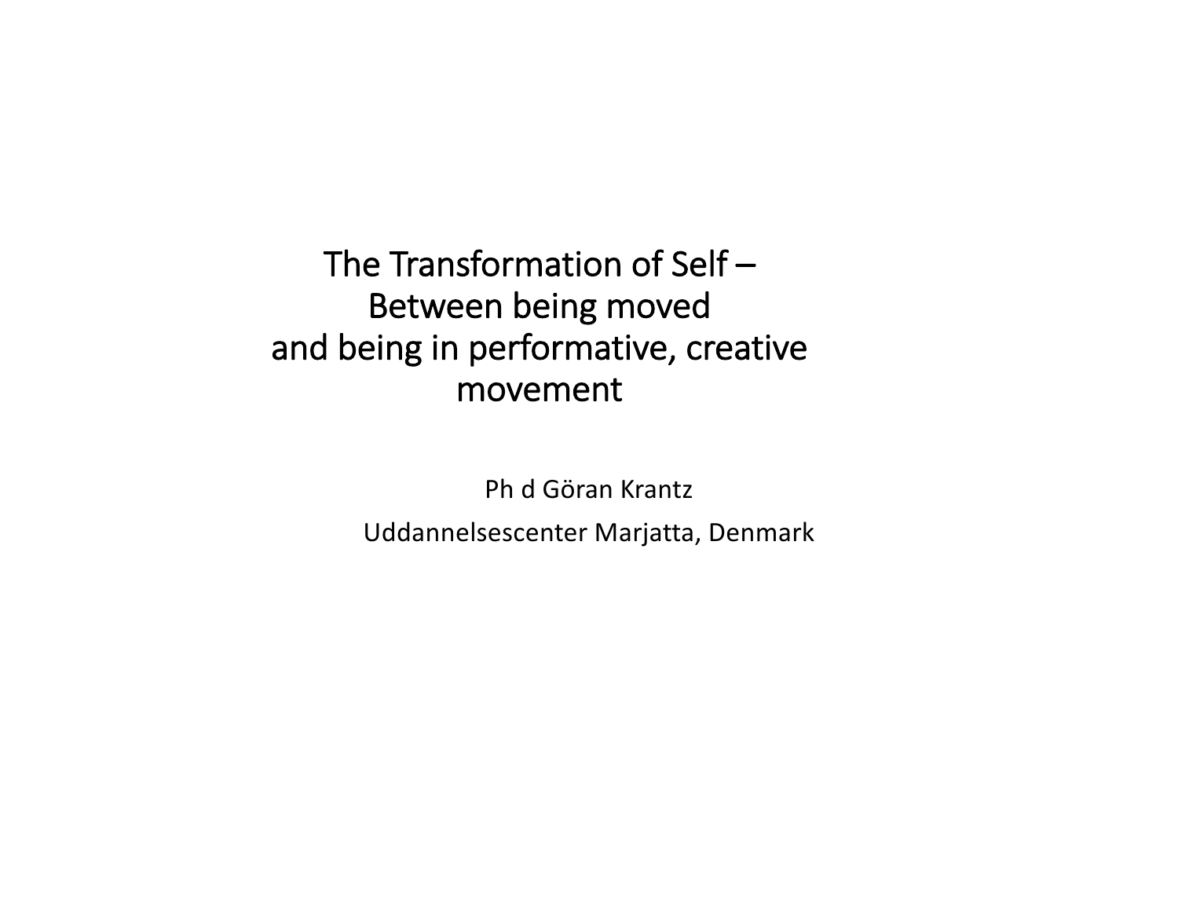# The Transformation of Self – Between being moved and being in performative, creative movement

Ph d Göran Krantz

Uddannelsescenter Marjatta, Denmark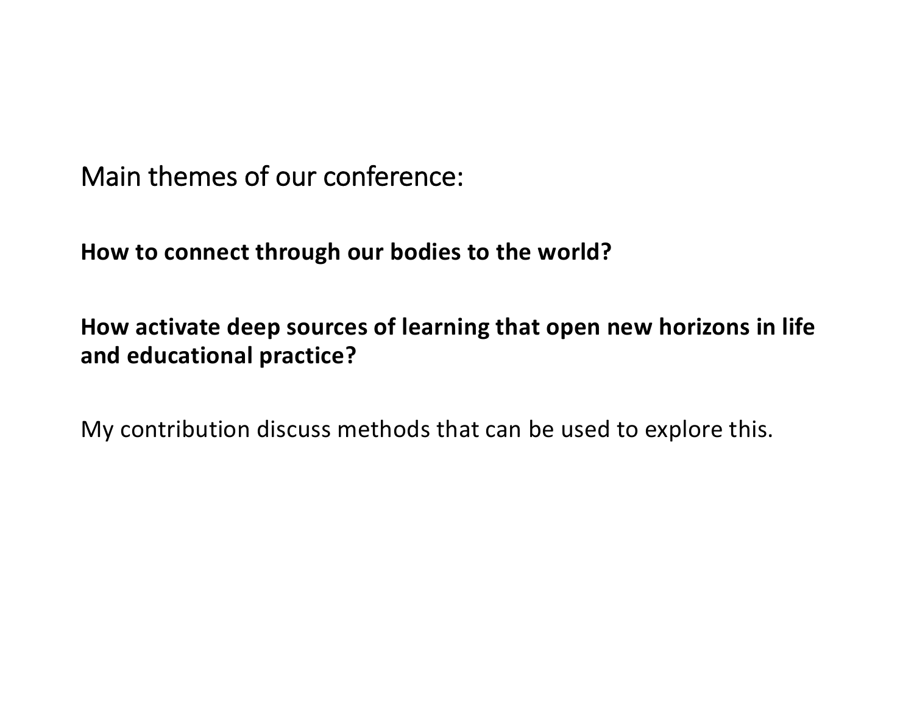Main themes of our conference:

**How to connect through our bodies to the world?**

**How activate deep sources of learning that open new horizons in life and educational practice?**

My contribution discuss methods that can be used to explore this.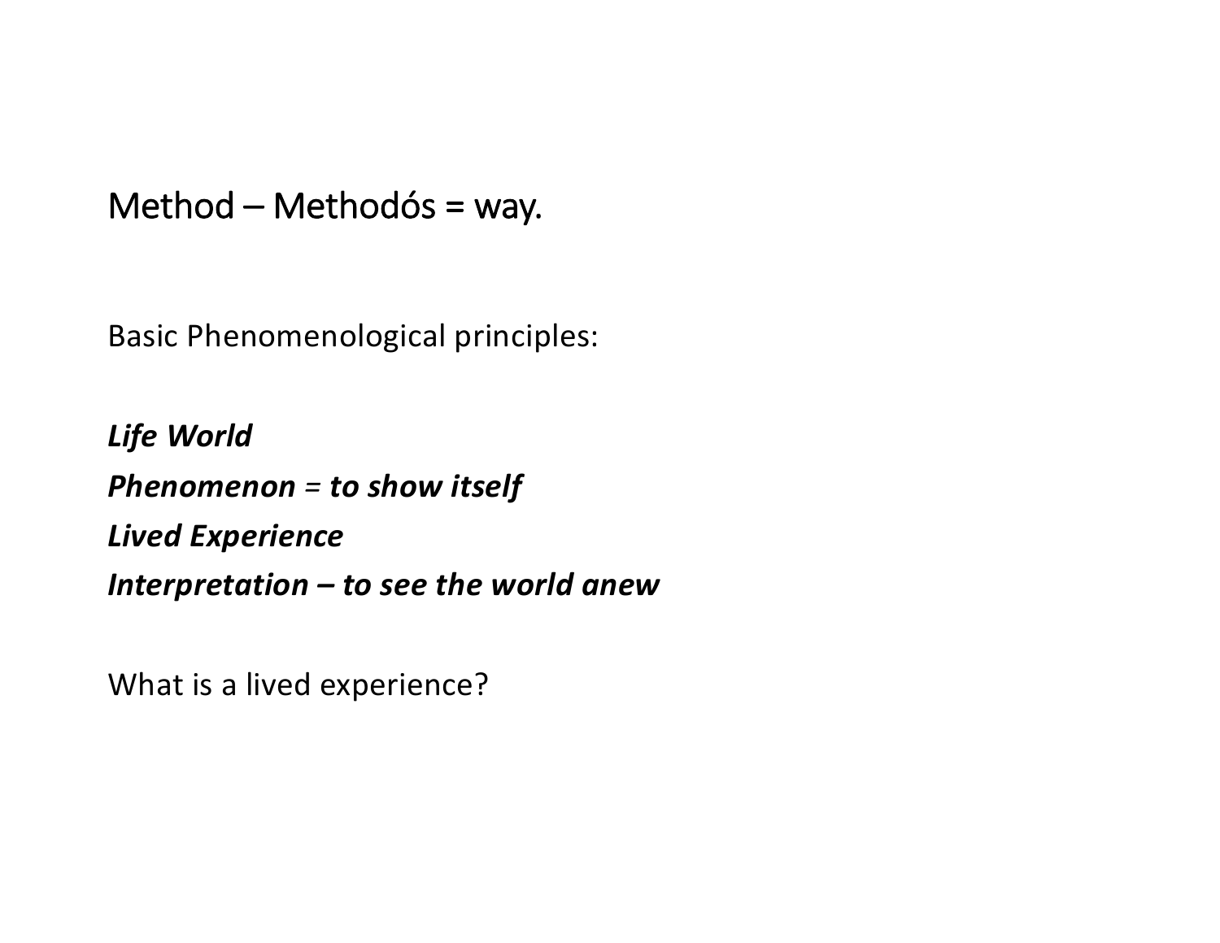# Method – Methodós = way.

Basic Phenomenological principles:

***Life World***
***Phenomenon** = **to show itself***
***Lived Experience***
***Interpretation – to see the world anew***

What is a lived experience?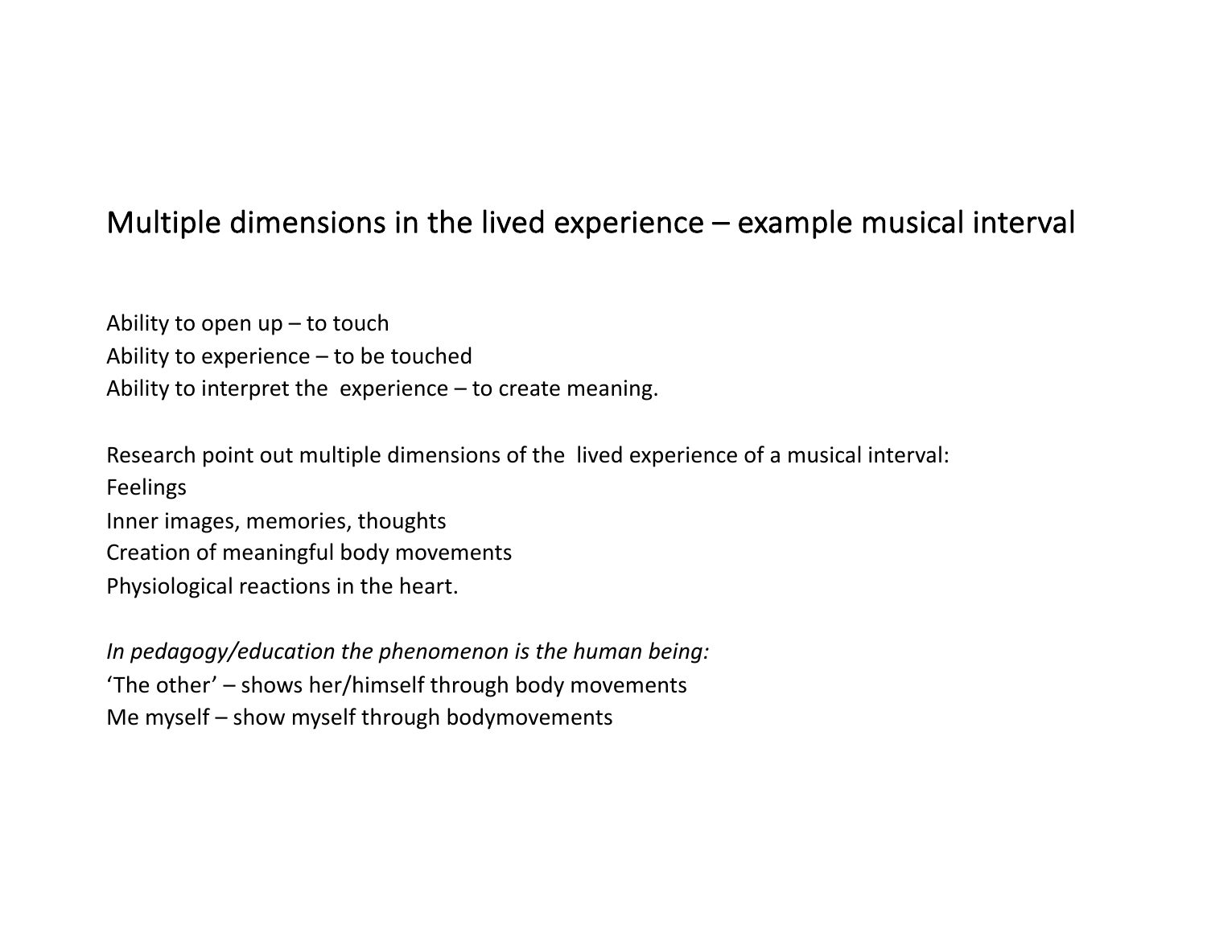## Multiple dimensions in the lived experience – example musical interval

Ability to open up – to touch
Ability to experience – to be touched
Ability to interpret the experience – to create meaning.

Research point out multiple dimensions of the lived experience of a musical interval:
Feelings
Inner images, memories, thoughts
Creation of meaningful body movements
Physiological reactions in the heart.

*In pedagogy/education the phenomenon is the human being:*
'The other' – shows her/himself through body movements
Me myself – show myself through bodymovements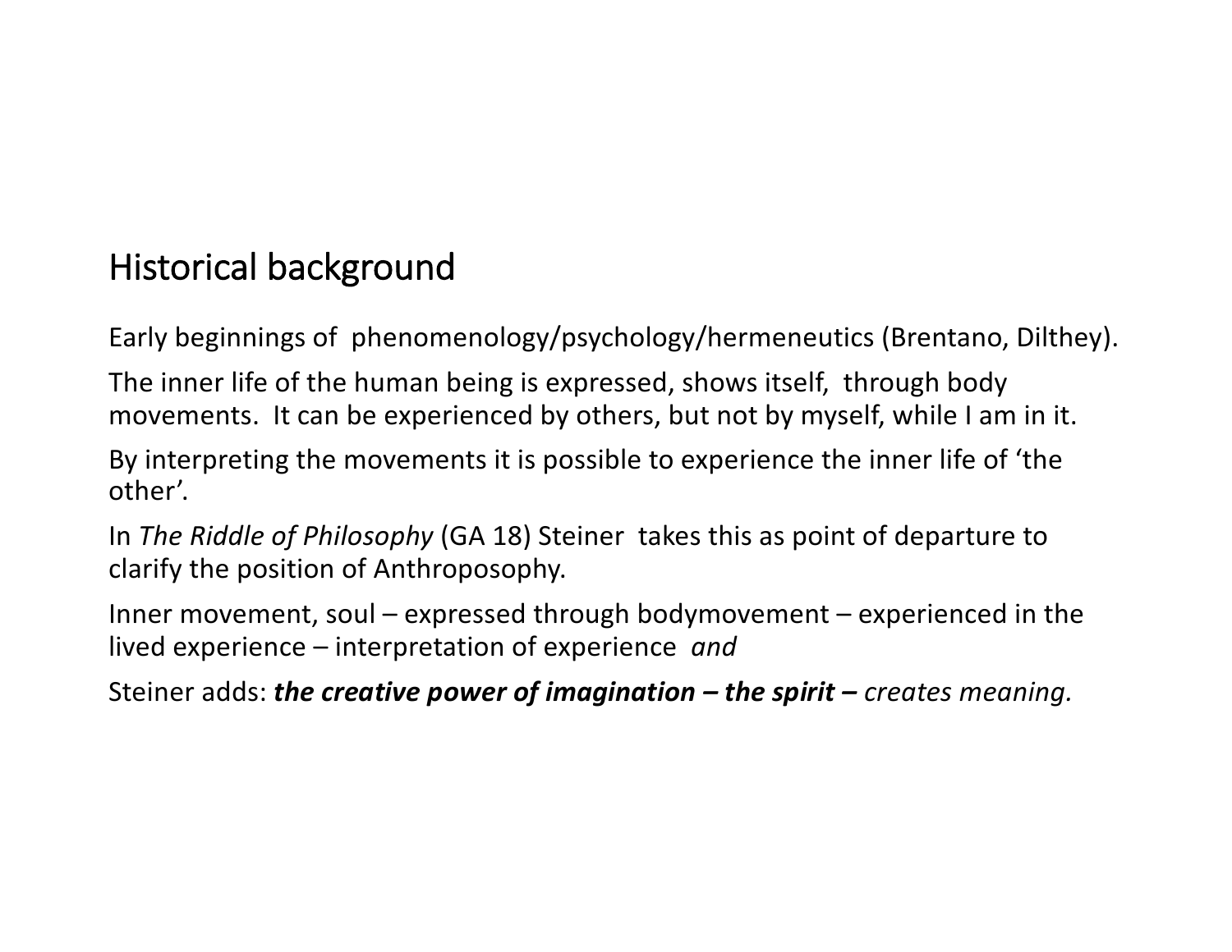## Historical background

Early beginnings of phenomenology/psychology/hermeneutics (Brentano, Dilthey).

The inner life of the human being is expressed, shows itself, through body movements. It can be experienced by others, but not by myself, while I am in it.

By interpreting the movements it is possible to experience the inner life of 'the other'.

In *The Riddle of Philosophy* (GA 18) Steiner takes this as point of departure to clarify the position of Anthroposophy.

Inner movement, soul – expressed through bodymovement – experienced in the lived experience – interpretation of experience *and*

Steiner adds: ***the creative power of imagination – the spirit –*** *creates meaning.*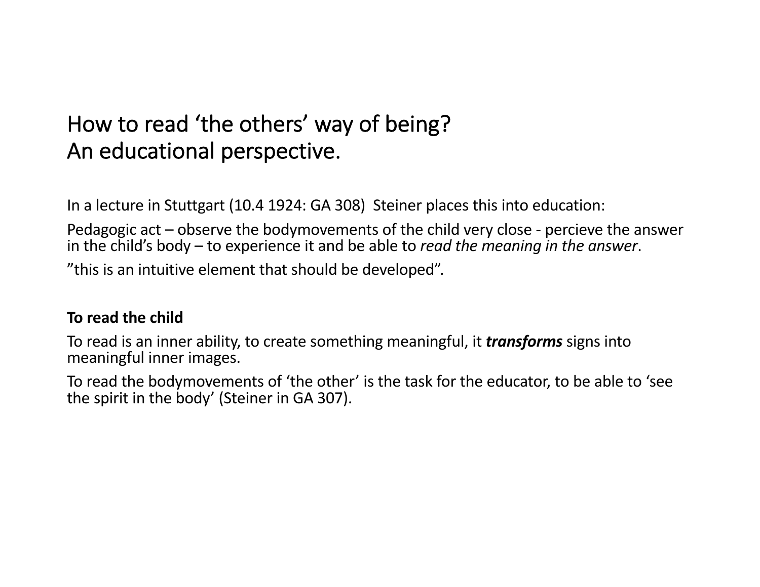# How to read 'the others' way of being?
# An educational perspective.

In a lecture in Stuttgart (10.4 1924: GA 308) Steiner places this into education:

Pedagogic act – observe the bodymovements of the child very close - percieve the answer in the child's body – to experience it and be able to *read the meaning in the answer*.

"this is an intuitive element that should be developed".

**To read the child**

To read is an inner ability, to create something meaningful, it ***transforms*** signs into meaningful inner images.

To read the bodymovements of 'the other' is the task for the educator, to be able to 'see the spirit in the body' (Steiner in GA 307).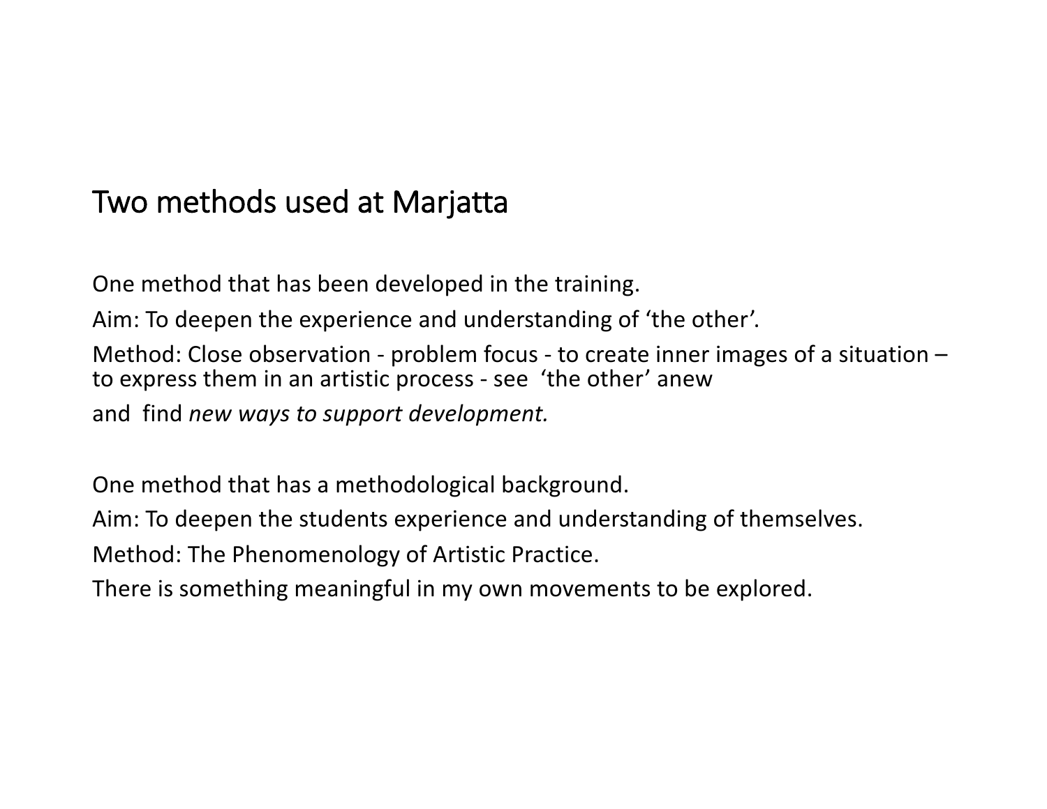## Two methods used at Marjatta

One method that has been developed in the training.

Aim: To deepen the experience and understanding of ‘the other’.

Method: Close observation - problem focus - to create inner images of a situation – to express them in an artistic process - see ‘the other’ anew

and find *new ways to support development.*

One method that has a methodological background.

Aim: To deepen the students experience and understanding of themselves.

Method: The Phenomenology of Artistic Practice.

There is something meaningful in my own movements to be explored.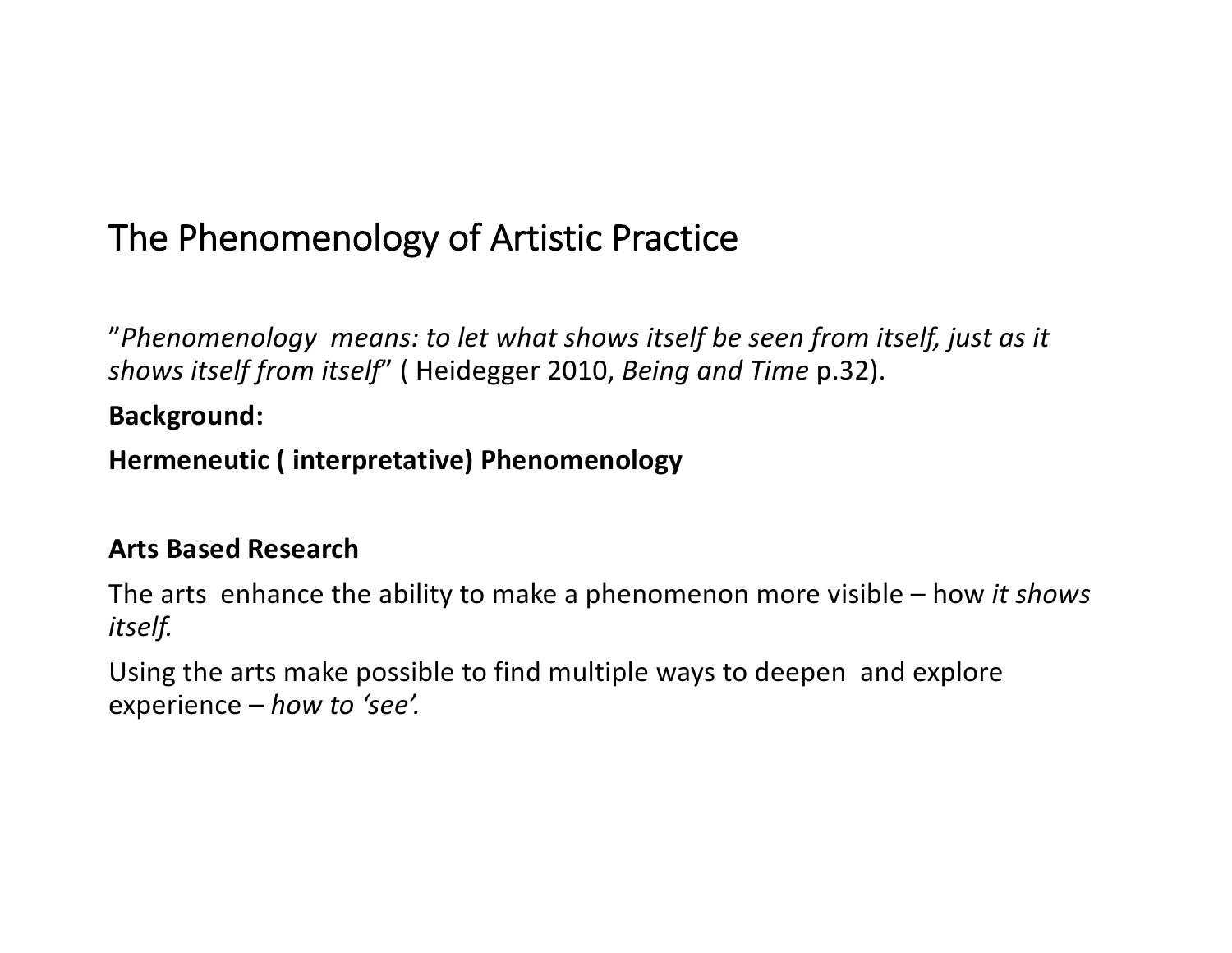# The Phenomenology of Artistic Practice

”*Phenomenology means: to let what shows itself be seen from itself, just as it shows itself from itself*” ( Heidegger 2010, *Being and Time* p.32).

**Background:**

**Hermeneutic ( interpretative) Phenomenology**

**Arts Based Research**

The arts enhance the ability to make a phenomenon more visible – how *it shows itself.*

Using the arts make possible to find multiple ways to deepen and explore experience – *how to ‘see’.*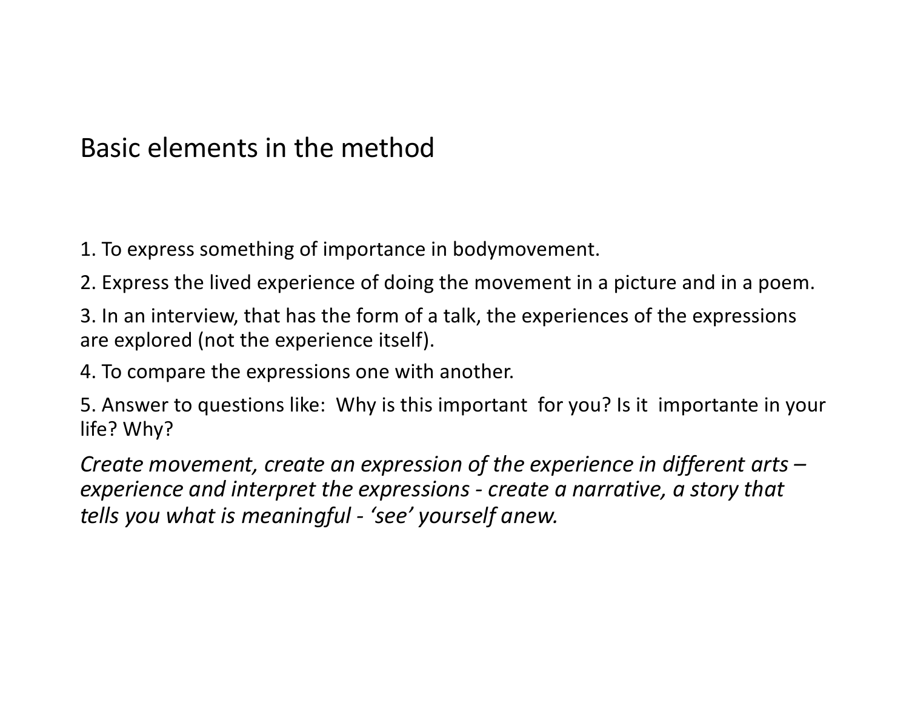# Basic elements in the method

1. To express something of importance in bodymovement.
2. Express the lived experience of doing the movement in a picture and in a poem.
3. In an interview, that has the form of a talk, the experiences of the expressions are explored (not the experience itself).
4. To compare the expressions one with another.
5. Answer to questions like: Why is this important for you? Is it importante in your life? Why?

*Create movement, create an expression of the experience in different arts – experience and interpret the expressions - create a narrative, a story that tells you what is meaningful - 'see' yourself anew.*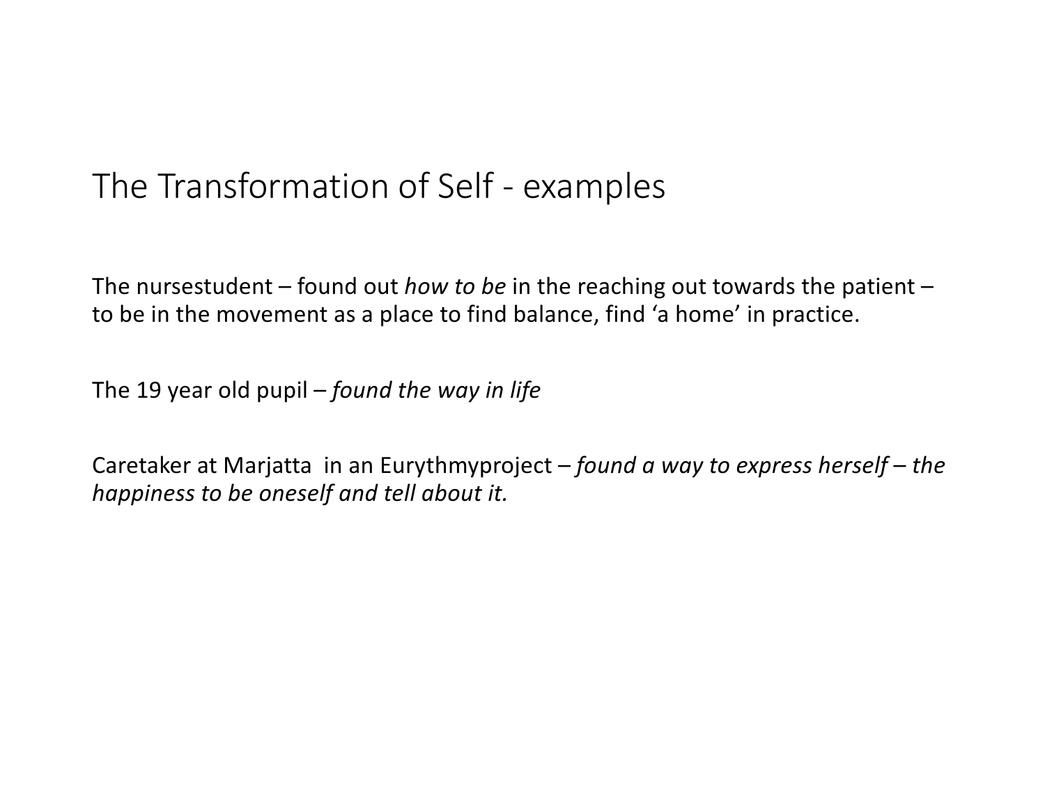# The Transformation of Self - examples

The nursestudent – found out *how to be* in the reaching out towards the patient – to be in the movement as a place to find balance, find 'a home' in practice.

The 19 year old pupil – *found the way in life*

Caretaker at Marjatta in an Eurythmyproject – *found a way to express herself – the happiness to be oneself and tell about it.*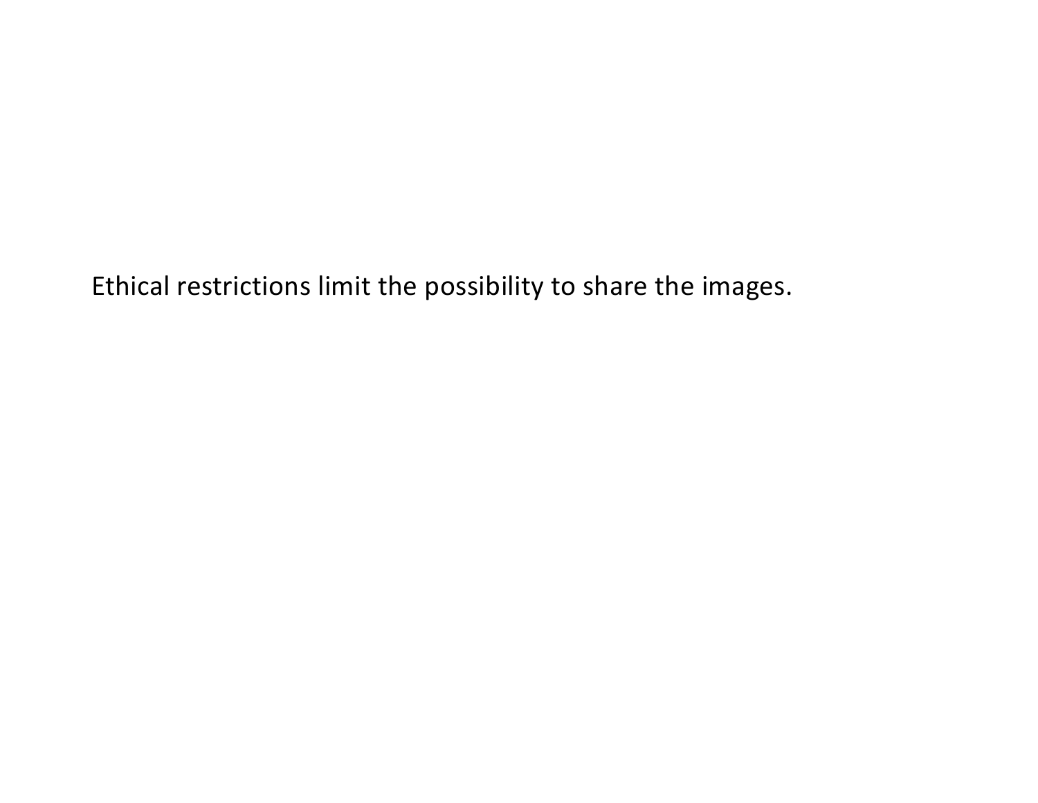Ethical restrictions limit the possibility to share the images.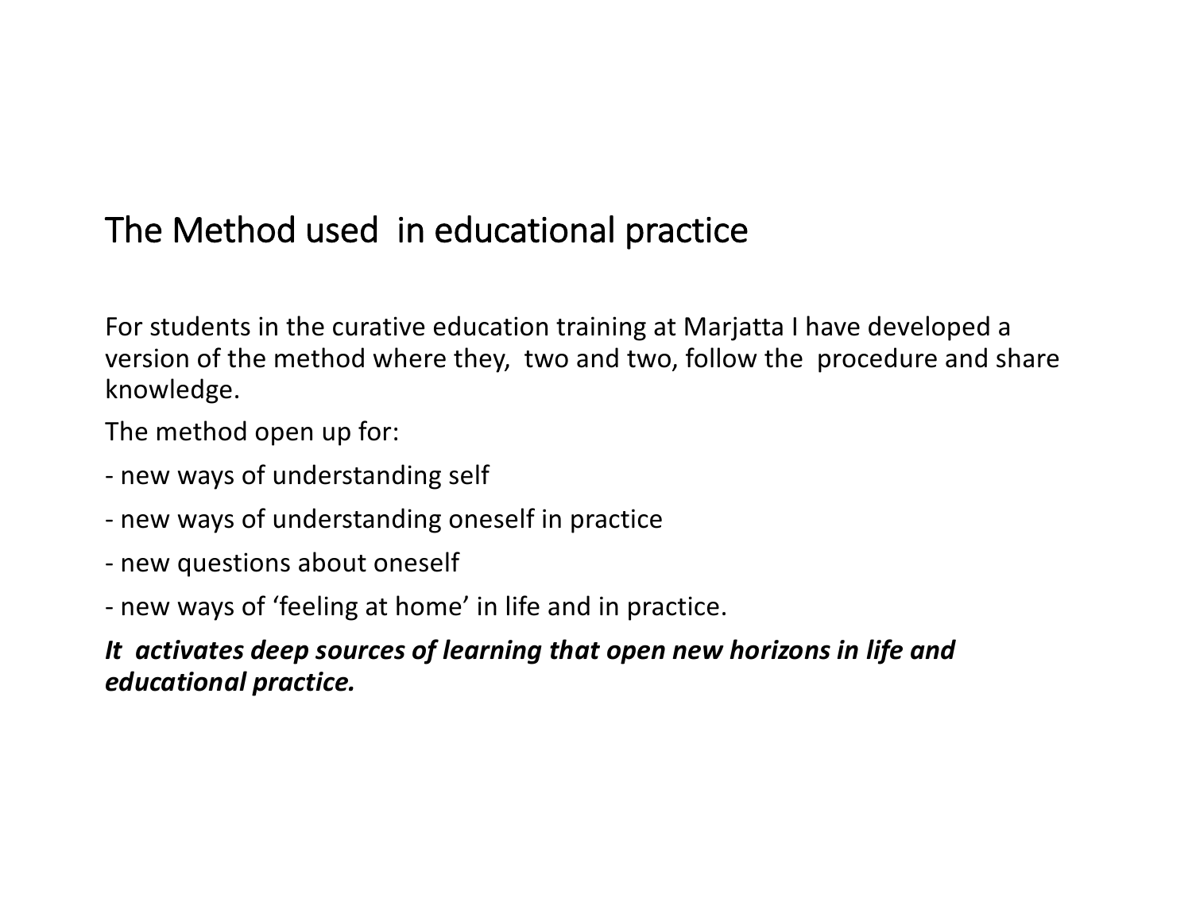## The Method used in educational practice

For students in the curative education training at Marjatta I have developed a version of the method where they, two and two, follow the procedure and share knowledge.

The method open up for:

- new ways of understanding self
- new ways of understanding oneself in practice
- new questions about oneself
- new ways of 'feeling at home' in life and in practice.

***It activates deep sources of learning that open new horizons in life and educational practice.***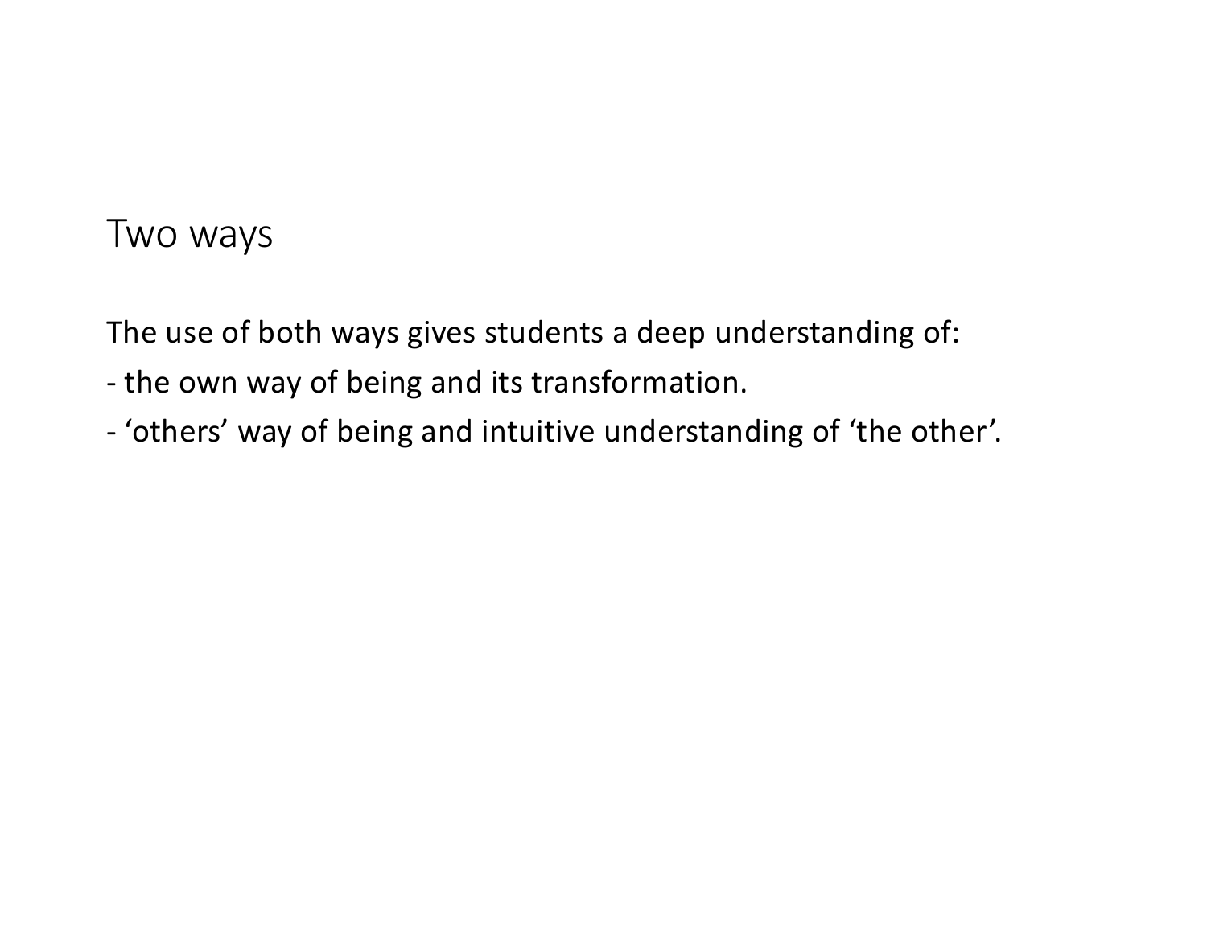# Two ways

The use of both ways gives students a deep understanding of:

- the own way of being and its transformation.
- 'others' way of being and intuitive understanding of 'the other'.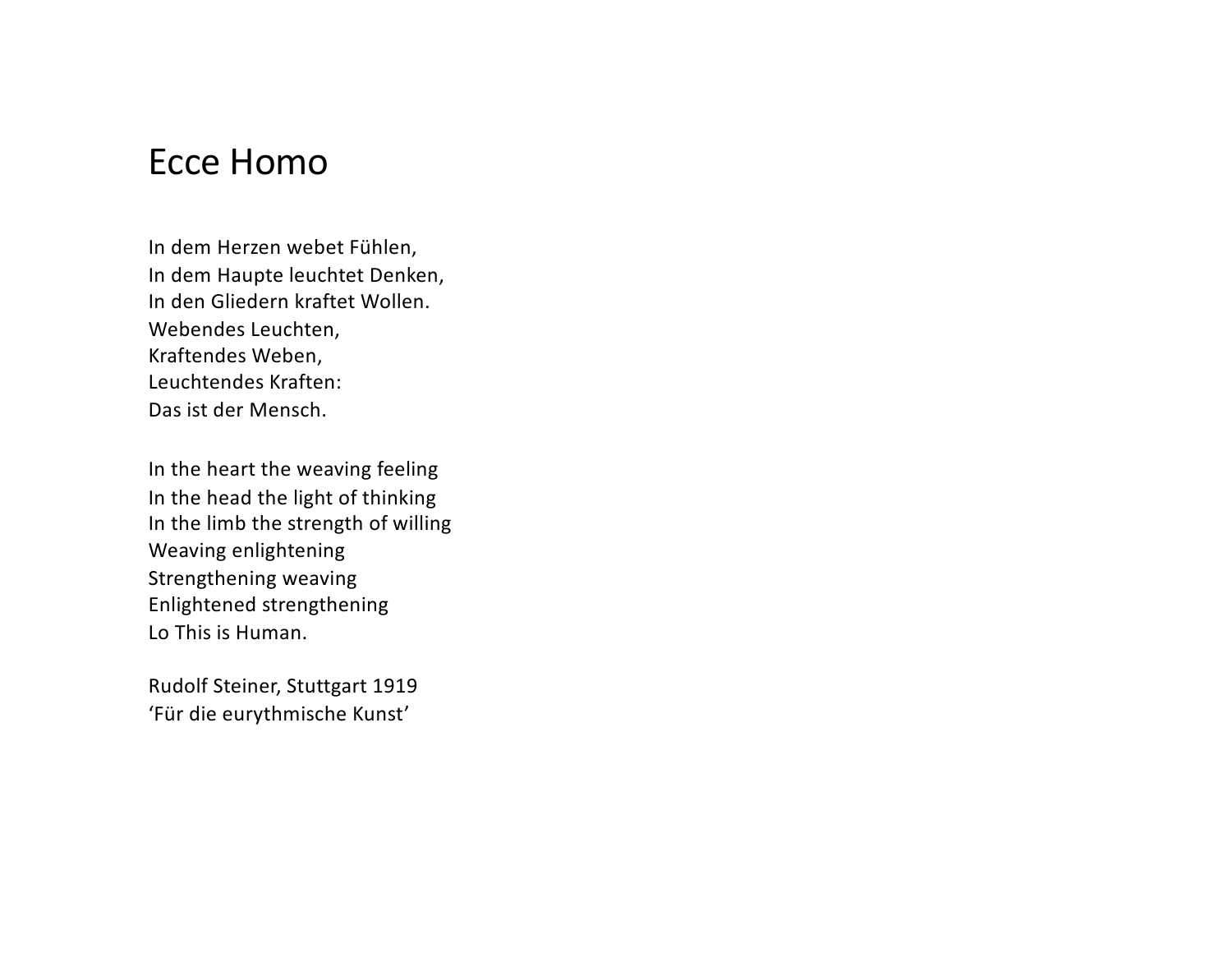# Ecce Homo

In dem Herzen webet Fühlen,  
In dem Haupte leuchtet Denken,  
In den Gliedern kraftet Wollen.  
Webendes Leuchten,  
Kraftendes Weben,  
Leuchtendes Kraften:  
Das ist der Mensch.

In the heart the weaving feeling  
In the head the light of thinking  
In the limb the strength of willing  
Weaving enlightening  
Strengthening weaving  
Enlightened strengthening  
Lo This is Human.

Rudolf Steiner, Stuttgart 1919  
'Für die eurythmische Kunst'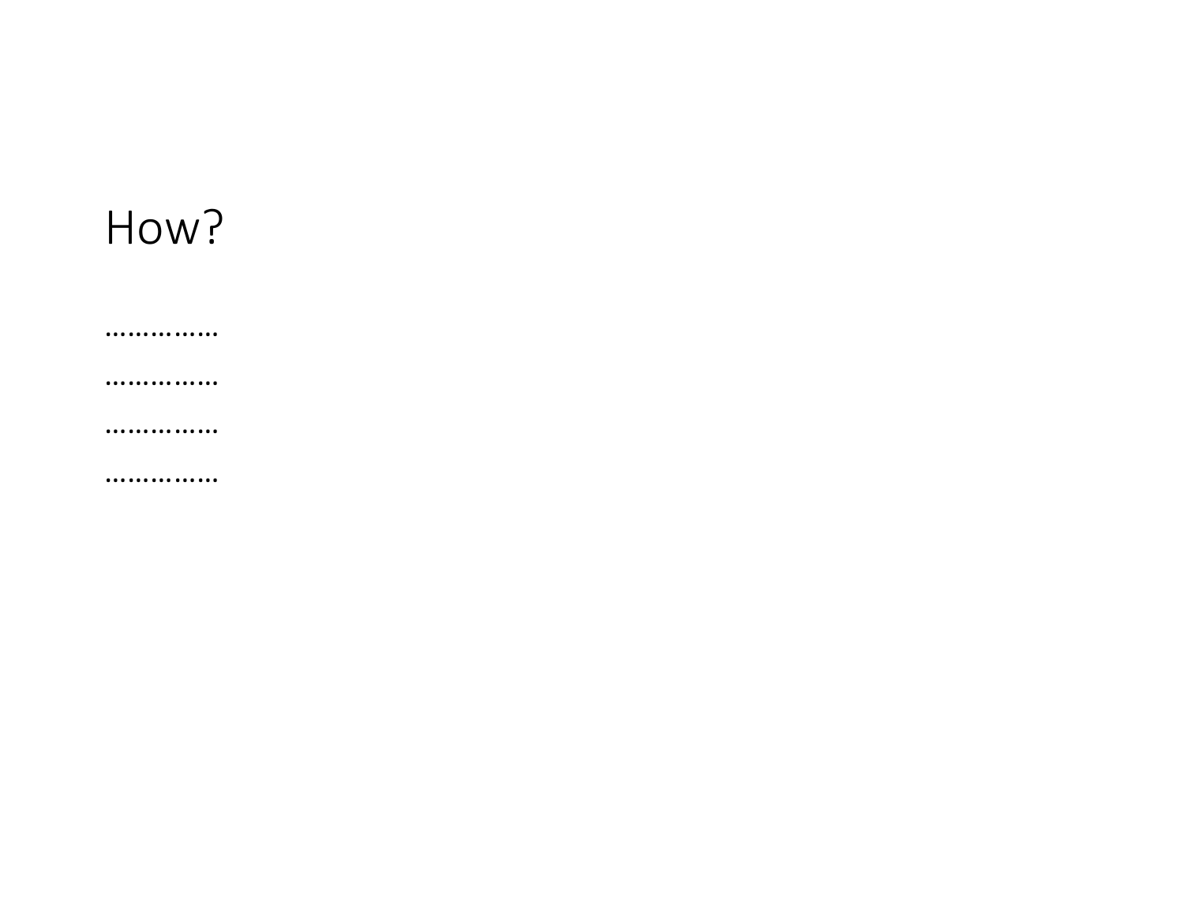# How?

……………

……………

……………

……………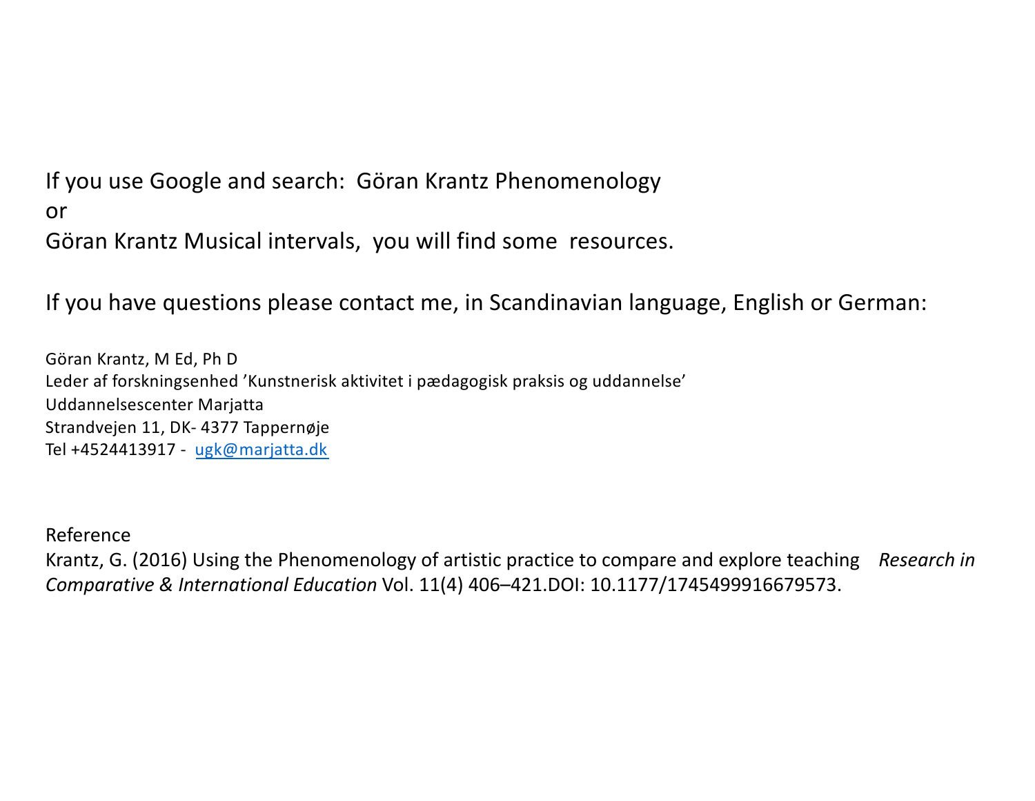If you use Google and search:  Göran Krantz Phenomenology
or
Göran Krantz Musical intervals,  you will find some  resources.

If you have questions please contact me, in Scandinavian language, English or German:

Göran Krantz, M Ed, Ph D
Leder af forskningsenhed 'Kunstnerisk aktivitet i pædagogisk praksis og uddannelse'
Uddannelsescenter Marjatta
Strandvejen 11, DK- 4377 Tappernøje
Tel +4524413917 -  ugk@marjatta.dk

Reference
Krantz, G. (2016) Using the Phenomenology of artistic practice to compare and explore teaching *Research in Comparative & International Education* Vol. 11(4) 406–421.DOI: 10.1177/1745499916679573.